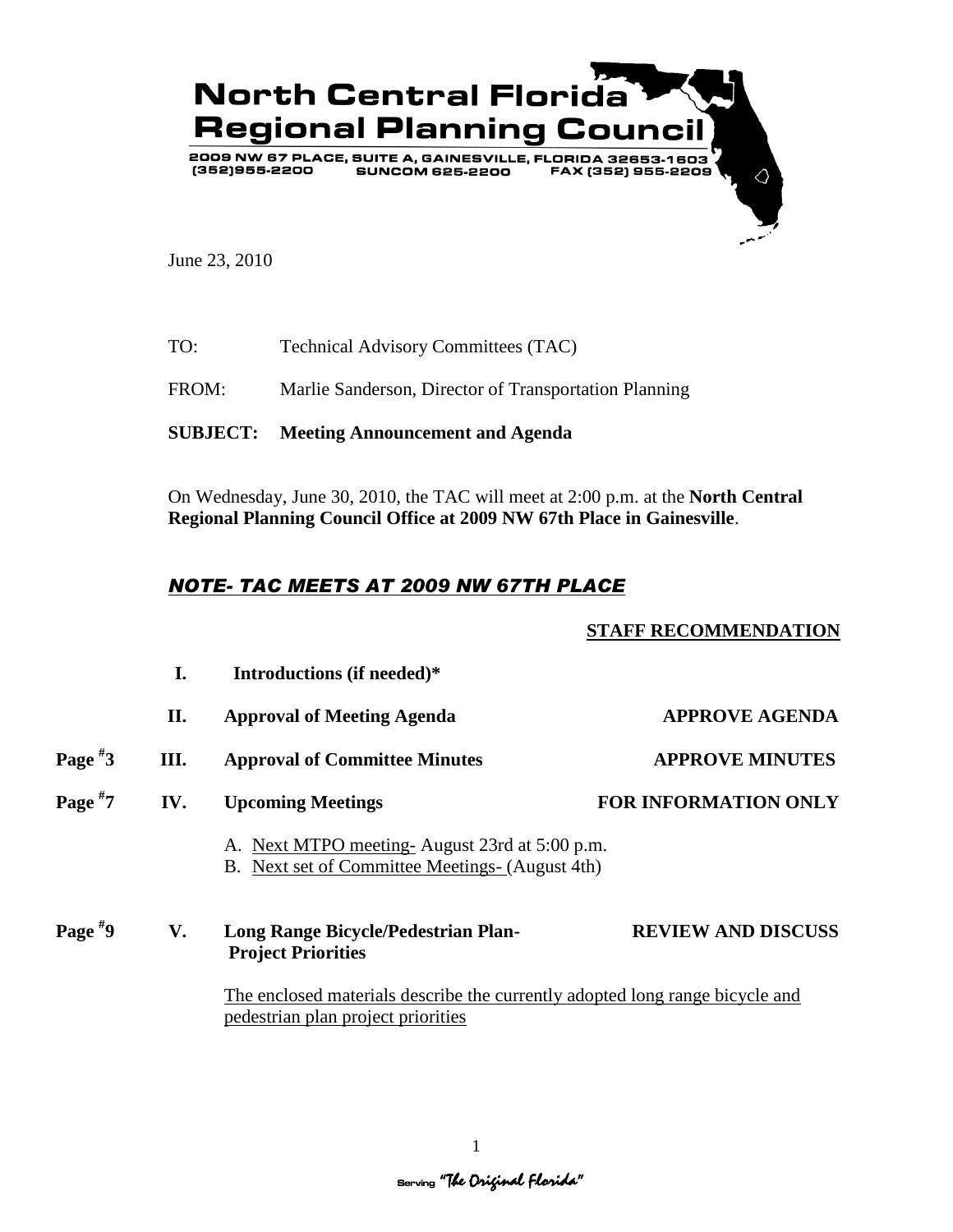# North Central Florida Regional Planning Council

2009 NW 67 PLACE, SUITE A, GAINESVILLE, FLORIDA 32653-1603
(352)955-2200 SUNCOM 625-2200 FAX (352) 955-2209

June 23, 2010

TO: Technical Advisory Committees (TAC)

FROM: Marlie Sanderson, Director of Transportation Planning

**SUBJECT: Meeting Announcement and Agenda**

On Wednesday, June 30, 2010, the TAC will meet at 2:00 p.m. at the **North Central Regional Planning Council Office at 2009 NW 67th Place in Gainesville**.

***NOTE- TAC MEETS AT 2009 NW 67TH PLACE***

**STAFF RECOMMENDATION**

| | | | |
|---|---|---|---|
| | **I.** | **Introductions (if needed)*** | |
| | **II.** | **Approval of Meeting Agenda** | **APPROVE AGENDA** |
| **Page #3** | **III.** | **Approval of Committee Minutes** | **APPROVE MINUTES** |
| **Page #7** | **IV.** | **Upcoming Meetings** | **FOR INFORMATION ONLY** |

A. Next MTPO meeting- August 23rd at 5:00 p.m.
B. Next set of Committee Meetings- (August 4th)

| | | | |
|---|---|---|---|
| **Page #9** | **V.** | **Long Range Bicycle/Pedestrian Plan- Project Priorities** | **REVIEW AND DISCUSS** |

The enclosed materials describe the currently adopted long range bicycle and pedestrian plan project priorities

Serving "The Original Florida"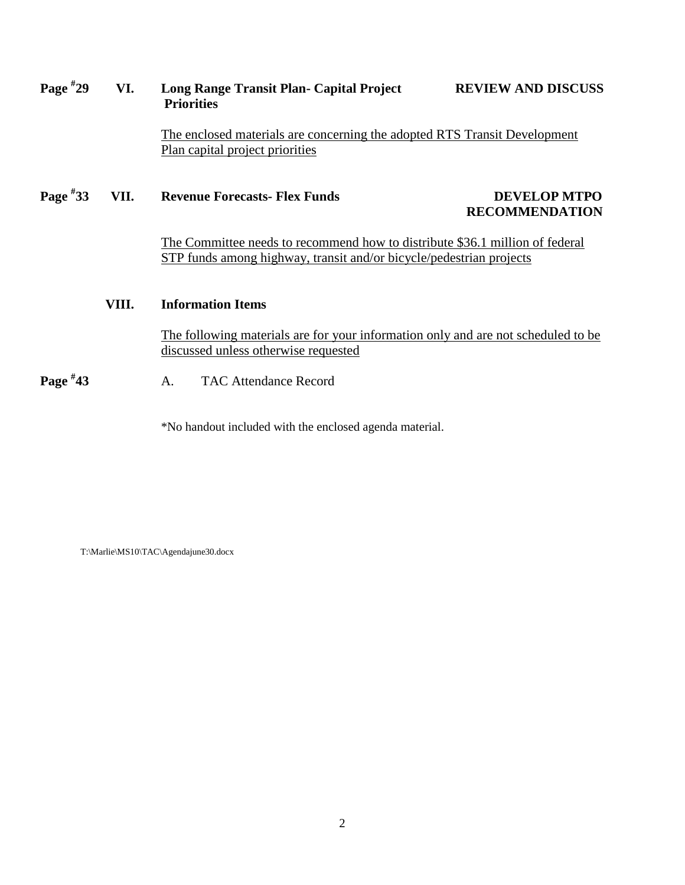**Page #29** **VI. Long Range Transit Plan- Capital Project Priorities** **REVIEW AND DISCUSS**

The enclosed materials are concerning the adopted RTS Transit Development Plan capital project priorities

**Page #33** **VII. Revenue Forecasts- Flex Funds** **DEVELOP MTPO RECOMMENDATION**

The Committee needs to recommend how to distribute $36.1 million of federal STP funds among highway, transit and/or bicycle/pedestrian projects

**VIII. Information Items**

The following materials are for your information only and are not scheduled to be discussed unless otherwise requested

**Page #43** A. TAC Attendance Record

*No handout included with the enclosed agenda material.

T:\Marlie\MS10\TAC\Agendajune30.docx